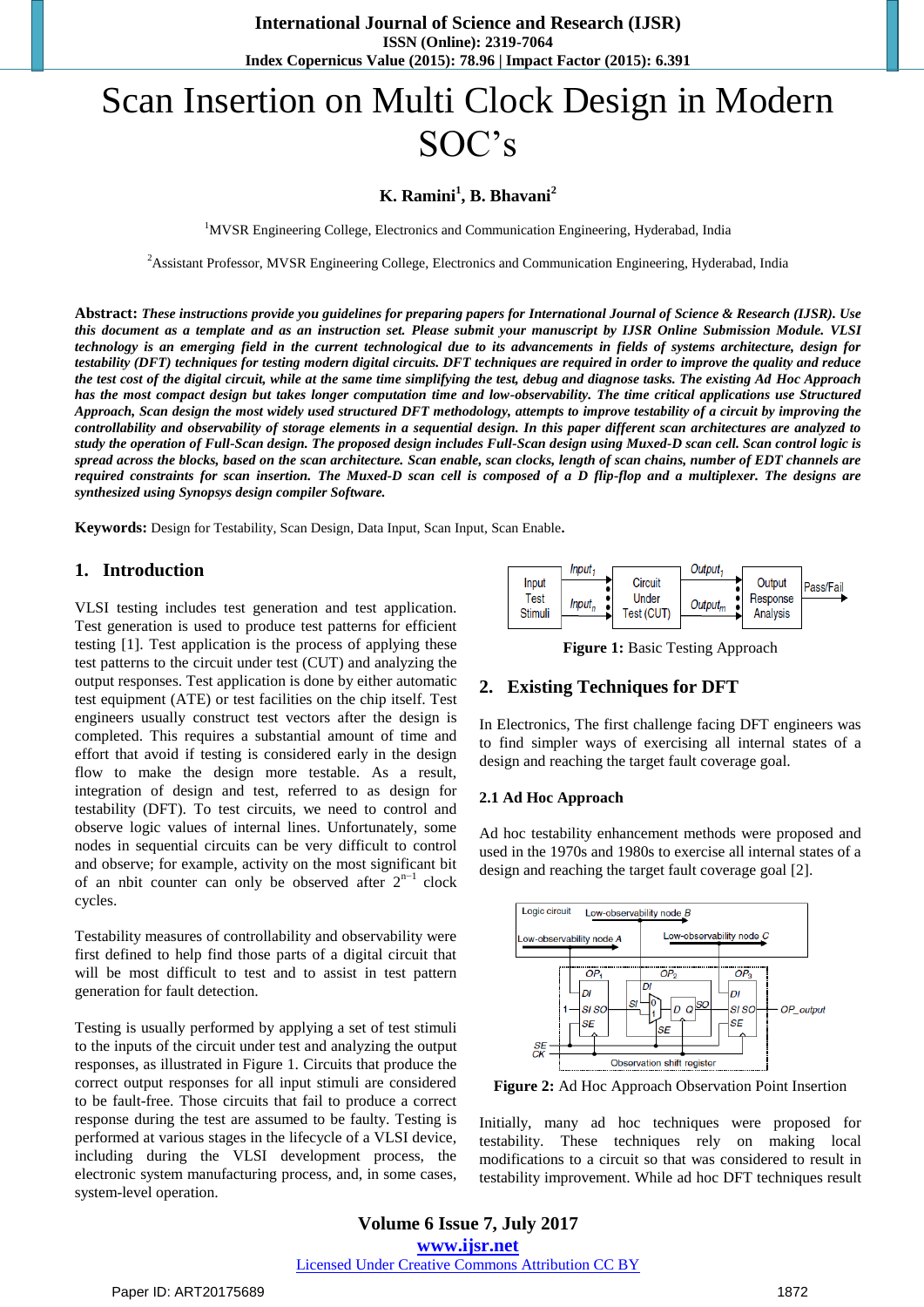# Scan Insertion on Multi Clock Design in Modern SOC's

**K. Ramini[1], B. Bhavani[2]**

[1]MVSR Engineering College, Electronics and Communication Engineering, Hyderabad, India

[2]Assistant Professor, MVSR Engineering College, Electronics and Communication Engineering, Hyderabad, India

**Abstract:** ***These instructions provide you guidelines for preparing papers for International Journal of Science & Research (IJSR). Use this document as a template and as an instruction set. Please submit your manuscript by IJSR Online Submission Module. VLSI technology is an emerging field in the current technological due to its advancements in fields of systems architecture, design for testability (DFT) techniques for testing modern digital circuits. DFT techniques are required in order to improve the quality and reduce the test cost of the digital circuit, while at the same time simplifying the test, debug and diagnose tasks. The existing Ad Hoc Approach has the most compact design but takes longer computation time and low-observability. The time critical applications use Structured Approach, Scan design the most widely used structured DFT methodology, attempts to improve testability of a circuit by improving the controllability and observability of storage elements in a sequential design. In this paper different scan architectures are analyzed to study the operation of Full-Scan design. The proposed design includes Full-Scan design using Muxed-D scan cell. Scan control logic is spread across the blocks, based on the scan architecture. Scan enable, scan clocks, length of scan chains, number of EDT channels are required constraints for scan insertion. The Muxed-D scan cell is composed of a D flip-flop and a multiplexer. The designs are synthesized using Synopsys design compiler Software.***

**Keywords:** Design for Testability, Scan Design, Data Input, Scan Input, Scan Enable**.**

## 1. Introduction

VLSI testing includes test generation and test application. Test generation is used to produce test patterns for efficient testing [1]. Test application is the process of applying these test patterns to the circuit under test (CUT) and analyzing the output responses. Test application is done by either automatic test equipment (ATE) or test facilities on the chip itself. Test engineers usually construct test vectors after the design is completed. This requires a substantial amount of time and effort that avoid if testing is considered early in the design flow to make the design more testable. As a result, integration of design and test, referred to as design for testability (DFT). To test circuits, we need to control and observe logic values of internal lines. Unfortunately, some nodes in sequential circuits can be very difficult to control and observe; for example, activity on the most significant bit of an nbit counter can only be observed after $2^{n-1}$ clock cycles.

Testability measures of controllability and observability were first defined to help find those parts of a digital circuit that will be most difficult to test and to assist in test pattern generation for fault detection.

Testing is usually performed by applying a set of test stimuli to the inputs of the circuit under test and analyzing the output responses, as illustrated in Figure 1. Circuits that produce the correct output responses for all input stimuli are considered to be fault-free. Those circuits that fail to produce a correct response during the test are assumed to be faulty. Testing is performed at various stages in the lifecycle of a VLSI device, including during the VLSI development process, the electronic system manufacturing process, and, in some cases, system-level operation.

**Figure 1:** Basic Testing Approach

## 2. Existing Techniques for DFT

In Electronics, The first challenge facing DFT engineers was to find simpler ways of exercising all internal states of a design and reaching the target fault coverage goal.

### 2.1 Ad Hoc Approach

Ad hoc testability enhancement methods were proposed and used in the 1970s and 1980s to exercise all internal states of a design and reaching the target fault coverage goal [2].

**Figure 2:** Ad Hoc Approach Observation Point Insertion

Initially, many ad hoc techniques were proposed for testability. These techniques rely on making local modifications to a circuit so that was considered to result in testability improvement. While ad hoc DFT techniques result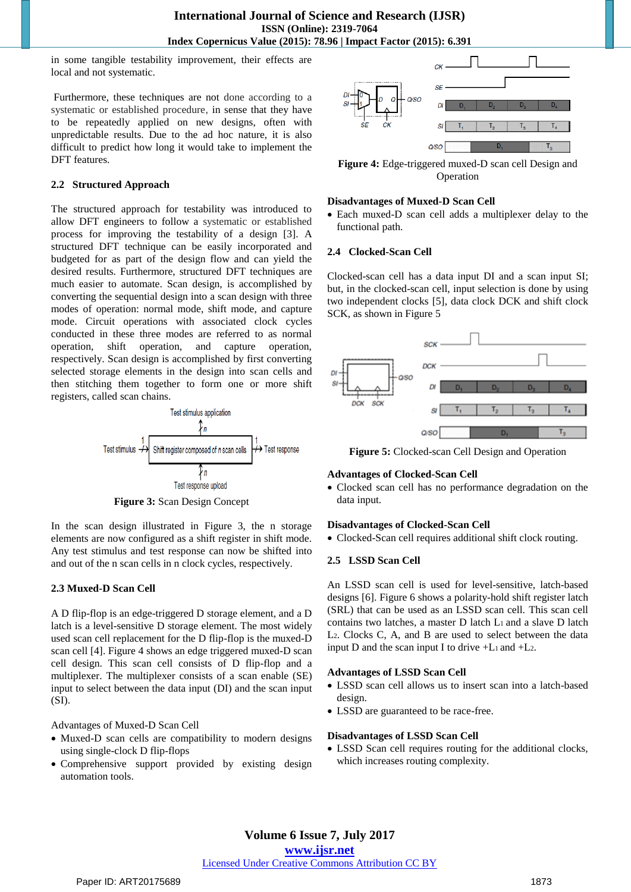in some tangible testability improvement, their effects are local and not systematic.

Furthermore, these techniques are not done according to a systematic or established procedure, in sense that they have to be repeatedly applied on new designs, often with unpredictable results. Due to the ad hoc nature, it is also difficult to predict how long it would take to implement the DFT features.

### 2.2 Structured Approach

The structured approach for testability was introduced to allow DFT engineers to follow a systematic or established process for improving the testability of a design [3]. A structured DFT technique can be easily incorporated and budgeted for as part of the design flow and can yield the desired results. Furthermore, structured DFT techniques are much easier to automate. Scan design, is accomplished by converting the sequential design into a scan design with three modes of operation: normal mode, shift mode, and capture mode. Circuit operations with associated clock cycles conducted in these three modes are referred to as normal operation, shift operation, and capture operation, respectively. Scan design is accomplished by first converting selected storage elements in the design into scan cells and then stitching them together to form one or more shift registers, called scan chains.

**Figure 3:** Scan Design Concept

In the scan design illustrated in Figure 3, the n storage elements are now configured as a shift register in shift mode. Any test stimulus and test response can now be shifted into and out of the n scan cells in n clock cycles, respectively.

### 2.3 Muxed-D Scan Cell

A D flip-flop is an edge-triggered D storage element, and a D latch is a level-sensitive D storage element. The most widely used scan cell replacement for the D flip-flop is the muxed-D scan cell [4]. Figure 4 shows an edge triggered muxed-D scan cell design. This scan cell consists of D flip-flop and a multiplexer. The multiplexer consists of a scan enable (SE) input to select between the data input (DI) and the scan input (SI).

Advantages of Muxed-D Scan Cell

- Muxed-D scan cells are compatibility to modern designs using single-clock D flip-flops
- Comprehensive support provided by existing design automation tools.

**Figure 4:** Edge-triggered muxed-D scan cell Design and Operation

**Disadvantages of Muxed-D Scan Cell**

- Each muxed-D scan cell adds a multiplexer delay to the functional path.

### 2.4 Clocked-Scan Cell

Clocked-scan cell has a data input DI and a scan input SI; but, in the clocked-scan cell, input selection is done by using two independent clocks [5], data clock DCK and shift clock SCK, as shown in Figure 5

**Figure 5:** Clocked-scan Cell Design and Operation

**Advantages of Clocked-Scan Cell**

- Clocked scan cell has no performance degradation on the data input.

**Disadvantages of Clocked-Scan Cell**

- Clocked-Scan cell requires additional shift clock routing.

### 2.5 LSSD Scan Cell

An LSSD scan cell is used for level-sensitive, latch-based designs [6]. Figure 6 shows a polarity-hold shift register latch (SRL) that can be used as an LSSD scan cell. This scan cell contains two latches, a master D latch $L_1$ and a slave D latch $L_2$. Clocks C, A, and B are used to select between the data input D and the scan input I to drive $+L_1$ and $+L_2$.

**Advantages of LSSD Scan Cell**

- LSSD scan cell allows us to insert scan into a latch-based design.
- LSSD are guaranteed to be race-free.

**Disadvantages of LSSD Scan Cell**

- LSSD Scan cell requires routing for the additional clocks, which increases routing complexity.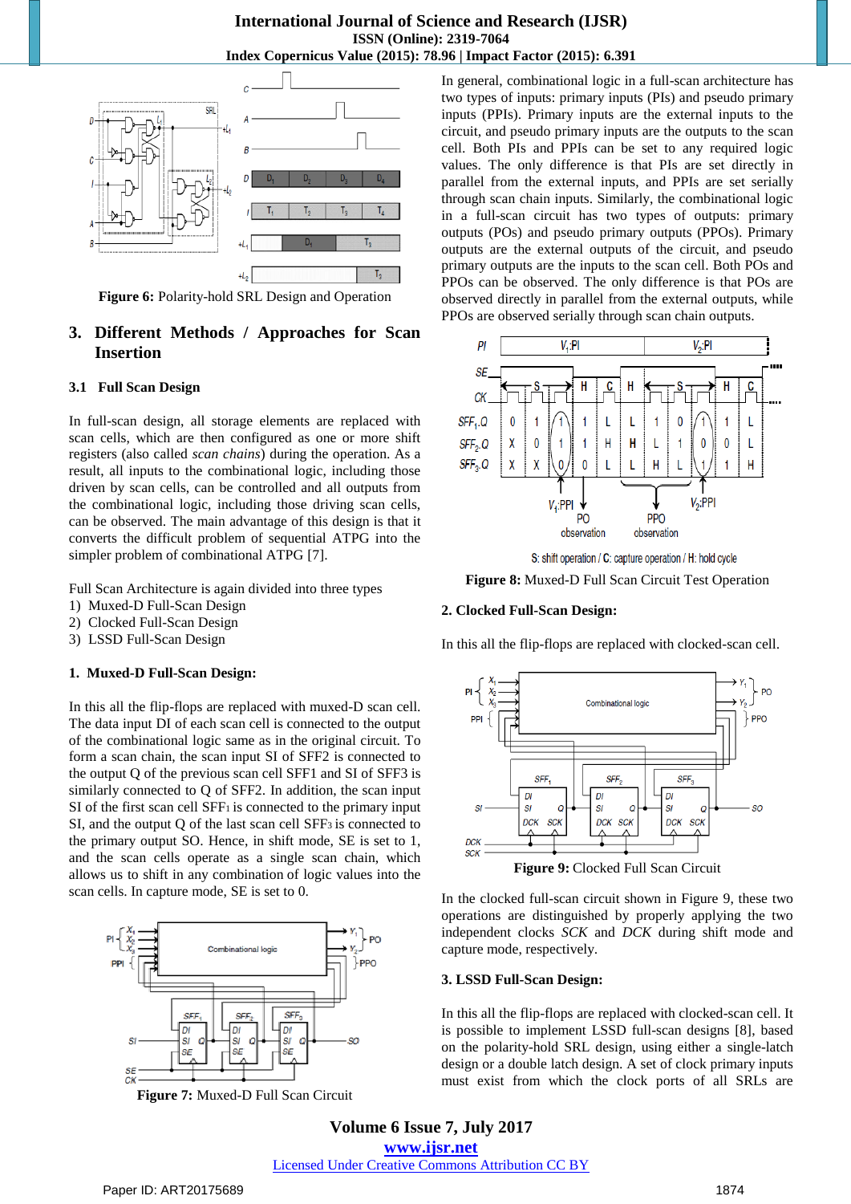Figure 6: Polarity-hold SRL Design and Operation

## 3. Different Methods / Approaches for Scan Insertion

### 3.1 Full Scan Design

In full-scan design, all storage elements are replaced with scan cells, which are then configured as one or more shift registers (also called *scan chains*) during the operation. As a result, all inputs to the combinational logic, including those driven by scan cells, can be controlled and all outputs from the combinational logic, including those driving scan cells, can be observed. The main advantage of this design is that it converts the difficult problem of sequential ATPG into the simpler problem of combinational ATPG [7].

Full Scan Architecture is again divided into three types
1) Muxed-D Full-Scan Design
2) Clocked Full-Scan Design
3) LSSD Full-Scan Design

**1. Muxed-D Full-Scan Design:**

In this all the flip-flops are replaced with muxed-D scan cell. The data input DI of each scan cell is connected to the output of the combinational logic same as in the original circuit. To form a scan chain, the scan input SI of SFF2 is connected to the output Q of the previous scan cell SFF1 and SI of SFF3 is similarly connected to Q of SFF2. In addition, the scan input SI of the first scan cell $SFF_1$ is connected to the primary input SI, and the output Q of the last scan cell $SFF_3$ is connected to the primary output SO. Hence, in shift mode, SE is set to 1, and the scan cells operate as a single scan chain, which allows us to shift in any combination of logic values into the scan cells. In capture mode, SE is set to 0.

Figure 7: Muxed-D Full Scan Circuit

In general, combinational logic in a full-scan architecture has two types of inputs: primary inputs (PIs) and pseudo primary inputs (PPIs). Primary inputs are the external inputs to the circuit, and pseudo primary inputs are the outputs to the scan cell. Both PIs and PPIs can be set to any required logic values. The only difference is that PIs are set directly in parallel from the external inputs, and PPIs are set serially through scan chain inputs. Similarly, the combinational logic in a full-scan circuit has two types of outputs: primary outputs (POs) and pseudo primary outputs (PPOs). Primary outputs are the external outputs of the circuit, and pseudo primary outputs are the inputs to the scan cell. Both POs and PPOs can be observed. The only difference is that POs are observed directly in parallel from the external outputs, while PPOs are observed serially through scan chain outputs.

Figure 8: Muxed-D Full Scan Circuit Test Operation

**2. Clocked Full-Scan Design:**

In this all the flip-flops are replaced with clocked-scan cell.

Figure 9: Clocked Full Scan Circuit

In the clocked full-scan circuit shown in Figure 9, these two operations are distinguished by properly applying the two independent clocks *SCK* and *DCK* during shift mode and capture mode, respectively.

**3. LSSD Full-Scan Design:**

In this all the flip-flops are replaced with clocked-scan cell. It is possible to implement LSSD full-scan designs [8], based on the polarity-hold SRL design, using either a single-latch design or a double latch design. A set of clock primary inputs must exist from which the clock ports of all SRLs are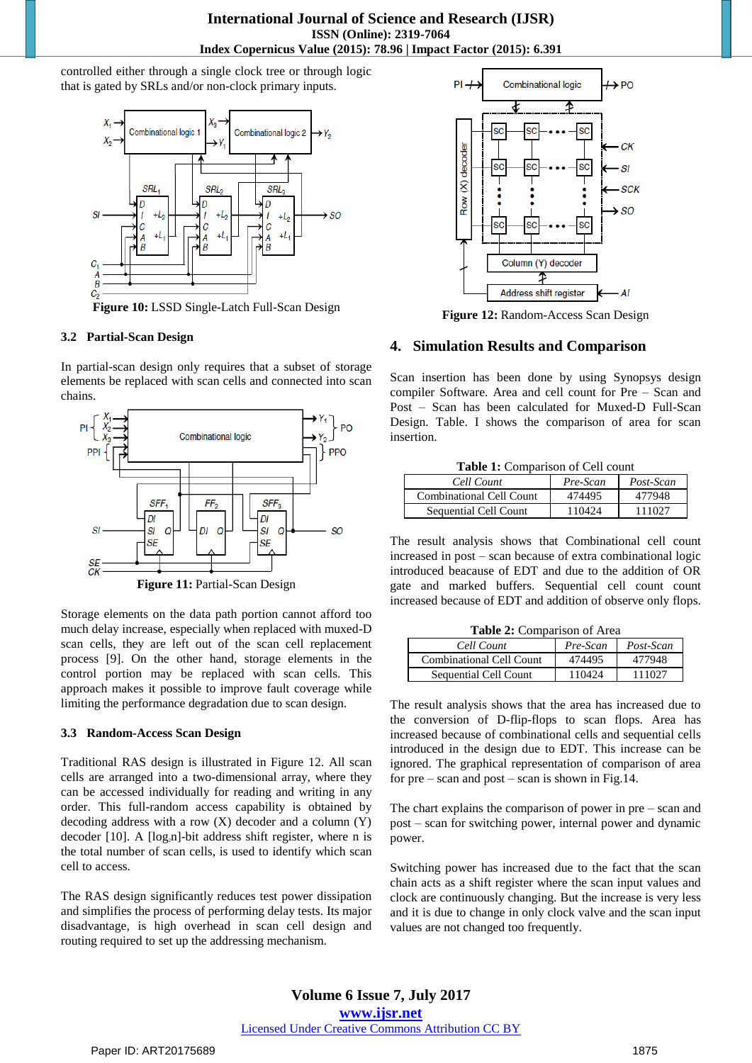controlled either through a single clock tree or through logic that is gated by SRLs and/or non-clock primary inputs.

**Figure 10:** LSSD Single-Latch Full-Scan Design

### 3.2 Partial-Scan Design

In partial-scan design only requires that a subset of storage elements be replaced with scan cells and connected into scan chains.

**Figure 11:** Partial-Scan Design

Storage elements on the data path portion cannot afford too much delay increase, especially when replaced with muxed-D scan cells, they are left out of the scan cell replacement process [9]. On the other hand, storage elements in the control portion may be replaced with scan cells. This approach makes it possible to improve fault coverage while limiting the performance degradation due to scan design.

### 3.3 Random-Access Scan Design

Traditional RAS design is illustrated in Figure 12. All scan cells are arranged into a two-dimensional array, where they can be accessed individually for reading and writing in any order. This full-random access capability is obtained by decoding address with a row (X) decoder and a column (Y) decoder [10]. A [$\log_2 n$]-bit address shift register, where n is the total number of scan cells, is used to identify which scan cell to access.

The RAS design significantly reduces test power dissipation and simplifies the process of performing delay tests. Its major disadvantage, is high overhead in scan cell design and routing required to set up the addressing mechanism.

**Figure 12:** Random-Access Scan Design

## 4. Simulation Results and Comparison

Scan insertion has been done by using Synopsys design compiler Software. Area and cell count for Pre – Scan and Post – Scan has been calculated for Muxed-D Full-Scan Design. Table. I shows the comparison of area for scan insertion.

**Table 1:** Comparison of Cell count

| *Cell Count* | *Pre-Scan* | *Post-Scan* |
|---|---|---|
| Combinational Cell Count | 474495 | 477948 |
| Sequential Cell Count | 110424 | 111027 |

The result analysis shows that Combinational cell count increased in post – scan because of extra combinational logic introduced beacause of EDT and due to the addition of OR gate and marked buffers. Sequential cell count count increased because of EDT and addition of observe only flops.

**Table 2:** Comparison of Area

| *Cell Count* | *Pre-Scan* | *Post-Scan* |
|---|---|---|
| Combinational Cell Count | 474495 | 477948 |
| Sequential Cell Count | 110424 | 111027 |

The result analysis shows that the area has increased due to the conversion of D-flip-flops to scan flops. Area has increased because of combinational cells and sequential cells introduced in the design due to EDT. This increase can be ignored. The graphical representation of comparison of area for pre – scan and post – scan is shown in Fig.14.

The chart explains the comparison of power in pre – scan and post – scan for switching power, internal power and dynamic power.

Switching power has increased due to the fact that the scan chain acts as a shift register where the scan input values and clock are continuously changing. But the increase is very less and it is due to change in only clock valve and the scan input values are not changed too frequently.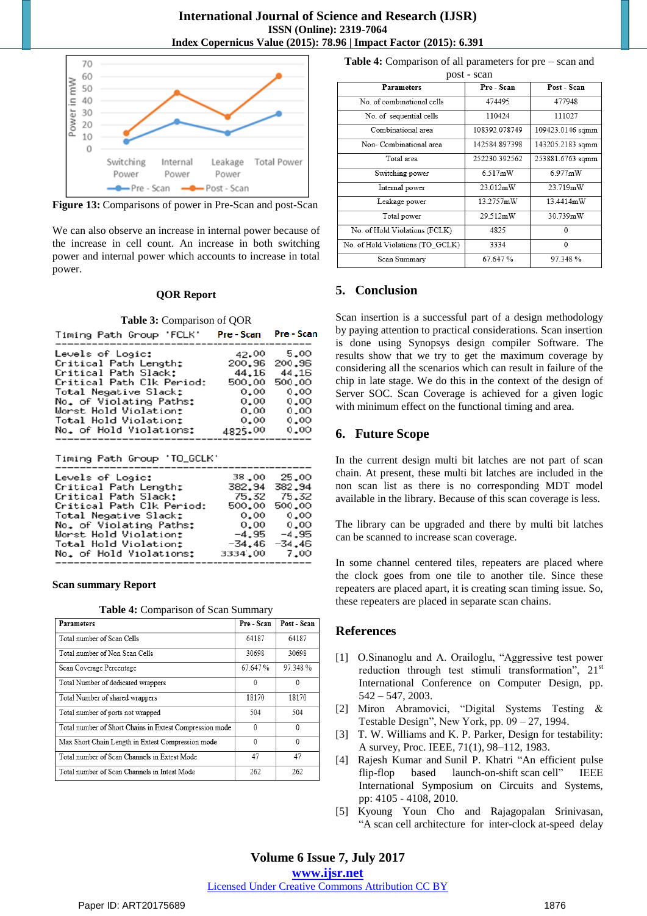Figure 13: Comparisons of power in Pre-Scan and post-Scan

We can also observe an increase in internal power because of the increase in cell count. An increase in both switching power and internal power which accounts to increase in total power.

### QOR Report

**Table 3:** Comparison of QOR

| Timing Path Group 'FCLK' | Pre - Scan | Pre - Scan |
|---|---|---|
| Levels of Logic: | 42.00 | 5.00 |
| Critical Path Length: | 200.96 | 200.96 |
| Critical Path Slack: | 44.16 | 44.16 |
| Critical Path Clk Period: | 500.00 | 500.00 |
| Total Negative Slack: | 0.00 | 0.00 |
| No. of Violating Paths: | 0.00 | 0.00 |
| Worst Hold Violation: | 0.00 | 0.00 |
| Total Hold Violation: | 0.00 | 0.00 |
| No. of Hold Violations: | 4825.00 | 0.00 |

| Timing Path Group 'TO_GCLK' | | |
|---|---|---|
| Levels of Logic: | 38.00 | 25.00 |
| Critical Path Length: | 382.94 | 382.94 |
| Critical Path Slack: | 75.32 | 75.32 |
| Critical Path Clk Period: | 500.00 | 500.00 |
| Total Negative Slack: | 0.00 | 0.00 |
| No. of Violating Paths: | 0.00 | 0.00 |
| Worst Hold Violation: | -4.95 | -4.95 |
| Total Hold Violation: | -34.46 | -34.46 |
| No. of Hold Violations: | 3334.00 | 7.00 |

### Scan summary Report

**Table 4:** Comparison of Scan Summary

| Parameters | Pre - Scan | Post - Scan |
|---|---|---|
| Total number of Scan Cells | 64187 | 64187 |
| Total number of Non Scan Cells | 30698 | 30698 |
| Scan Coverage Percentage | 67.647 % | 97.348 % |
| Total Number of dedicated wrappers | 0 | 0 |
| Total Number of shared wrappers | 18170 | 18170 |
| Total number of ports not wrapped | 504 | 504 |
| Total number of Short Chains in Extest Compression mode | 0 | 0 |
| Max Short Chain Length in Extest Compression mode | 0 | 0 |
| Total number of Scan Channels in Extest Mode | 47 | 47 |
| Total number of Scan Channels in Intest Mode | 262 | 262 |

**Table 4:** Comparison of all parameters for pre – scan and post - scan

| Parameters | Pre - Scan | Post - Scan |
|---|---|---|
| No. of combinational cells | 474495 | 477948 |
| No. of sequential cells | 110424 | 111027 |
| Combinational area | 108392.078749 | 109423.0146 sqmm |
| Non- Combinational area | 142584.897398 | 143205.2183 sqmm |
| Total area | 252230.392562 | 253881.6763 sqmm |
| Switching power | 6.517mW | 6.977mW |
| Internal power | 23.012mW | 23.719mW |
| Leakage power | 13.2757mW | 13.4414mW |
| Total power | 29.512mW | 30.739mW |
| No. of Hold Violations (FCLK) | 4825 | 0 |
| No. of Hold Violations (TO_GCLK) | 3334 | 0 |
| Scan Summary | 67.647 % | 97.348 % |

## 5. Conclusion

Scan insertion is a successful part of a design methodology by paying attention to practical considerations. Scan insertion is done using Synopsys design compiler Software. The results show that we try to get the maximum coverage by considering all the scenarios which can result in failure of the chip in late stage. We do this in the context of the design of Server SOC. Scan Coverage is achieved for a given logic with minimum effect on the functional timing and area.

## 6. Future Scope

In the current design multi bit latches are not part of scan chain. At present, these multi bit latches are included in the non scan list as there is no corresponding MDT model available in the library. Because of this scan coverage is less.

The library can be upgraded and there by multi bit latches can be scanned to increase scan coverage.

In some channel centered tiles, repeaters are placed where the clock goes from one tile to another tile. Since these repeaters are placed apart, it is creating scan timing issue. So, these repeaters are placed in separate scan chains.

## References

[1] O.Sinanoglu and A. Orailoglu, "Aggressive test power reduction through test stimuli transformation", 21st International Conference on Computer Design, pp. 542 – 547, 2003.

[2] Miron Abramovici, "Digital Systems Testing & Testable Design", New York, pp. 09 – 27, 1994.

[3] T. W. Williams and K. P. Parker, Design for testability: A survey, Proc. IEEE, 71(1), 98–112, 1983.

[4] Rajesh Kumar and Sunil P. Khatri "An efficient pulse flip-flop based launch-on-shift scan cell" IEEE International Symposium on Circuits and Systems, pp: 4105 - 4108, 2010.

[5] Kyoung Youn Cho and Rajagopalan Srinivasan, "A scan cell architecture for inter-clock at-speed delay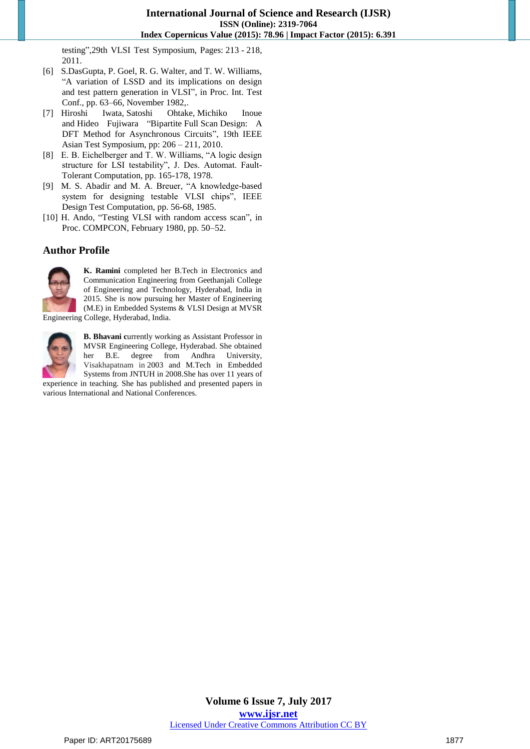testing",29th VLSI Test Symposium, Pages: 213 - 218, 2011.

[6] S.DasGupta, P. Goel, R. G. Walter, and T. W. Williams, "A variation of LSSD and its implications on design and test pattern generation in VLSI", in Proc. Int. Test Conf., pp. 63–66, November 1982,.

[7] Hiroshi Iwata, Satoshi Ohtake, Michiko Inoue and Hideo Fujiwara "Bipartite Full Scan Design: A DFT Method for Asynchronous Circuits", 19th IEEE Asian Test Symposium, pp: 206 – 211, 2010.

[8] E. B. Eichelberger and T. W. Williams, "A logic design structure for LSI testability", J. Des. Automat. Fault-Tolerant Computation, pp. 165-178, 1978.

[9] M. S. Abadir and M. A. Breuer, "A knowledge-based system for designing testable VLSI chips", IEEE Design Test Computation, pp. 56-68, 1985.

[10] H. Ando, "Testing VLSI with random access scan", in Proc. COMPCON, February 1980, pp. 50–52.

## Author Profile

**K. Ramini** completed her B.Tech in Electronics and Communication Engineering from Geethanjali College of Engineering and Technology, Hyderabad, India in 2015. She is now pursuing her Master of Engineering (M.E) in Embedded Systems & VLSI Design at MVSR Engineering College, Hyderabad, India.

**B. Bhavani c**urrently working as Assistant Professor in MVSR Engineering College, Hyderabad. She obtained her B.E. degree from Andhra University, Visakhapatnam in 2003 and M.Tech in Embedded Systems from JNTUH in 2008.She has over 11 years of experience in teaching. She has published and presented papers in various International and National Conferences.